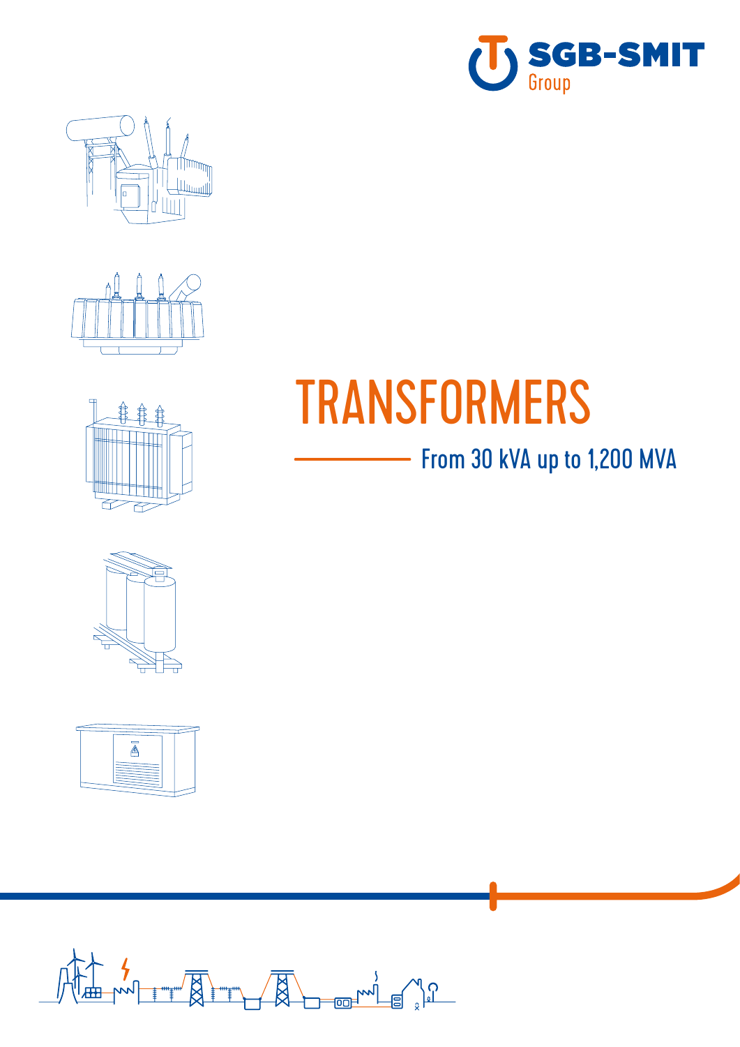SGB-SMIT Group

# TRANSFORMERS

## From 30 kVA up to 1,200 MVA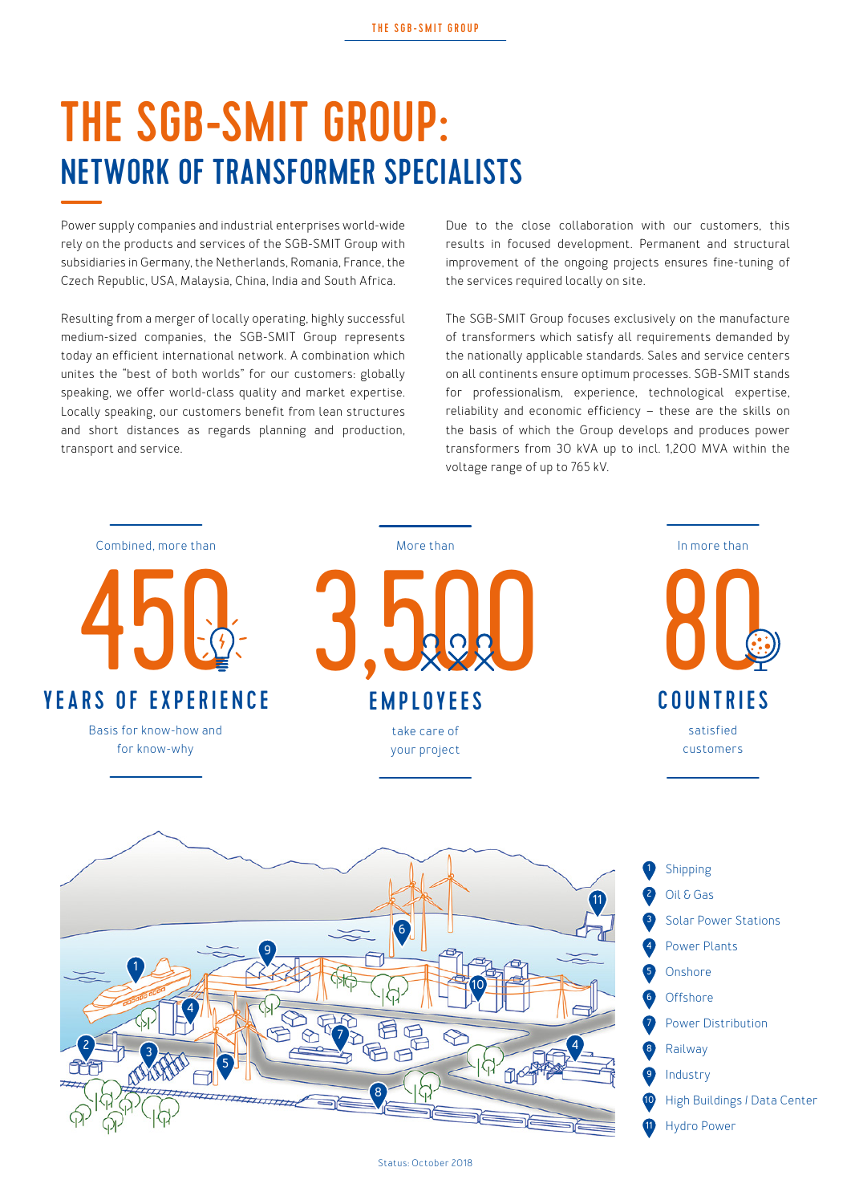# THE SGB-SMIT GROUP:
## NETWORK OF TRANSFORMER SPECIALISTS

Power supply companies and industrial enterprises world-wide rely on the products and services of the SGB-SMIT Group with subsidiaries in Germany, the Netherlands, Romania, France, the Czech Republic, USA, Malaysia, China, India and South Africa.

Resulting from a merger of locally operating, highly successful medium-sized companies, the SGB-SMIT Group represents today an efficient international network. A combination which unites the "best of both worlds" for our customers: globally speaking, we offer world-class quality and market expertise. Locally speaking, our customers benefit from lean structures and short distances as regards planning and production, transport and service.

Due to the close collaboration with our customers, this results in focused development. Permanent and structural improvement of the ongoing projects ensures fine-tuning of the services required locally on site.

The SGB-SMIT Group focuses exclusively on the manufacture of transformers which satisfy all requirements demanded by the nationally applicable standards. Sales and service centers on all continents ensure optimum processes. SGB-SMIT stands for professionalism, experience, technological expertise, reliability and economic efficiency – these are the skills on the basis of which the Group develops and produces power transformers from 30 kVA up to incl. 1,200 MVA within the voltage range of up to 765 kV.

Combined, more than
**450**
**YEARS OF EXPERIENCE**
Basis for know-how and for know-why

More than
**3,500**
**EMPLOYEES**
take care of your project

In more than
**80**
**COUNTRIES**
satisfied customers

1. Shipping
2. Oil & Gas
3. Solar Power Stations
4. Power Plants
5. Onshore
6. Offshore
7. Power Distribution
8. Railway
9. Industry
10. High Buildings / Data Center
11. Hydro Power

Status: October 2018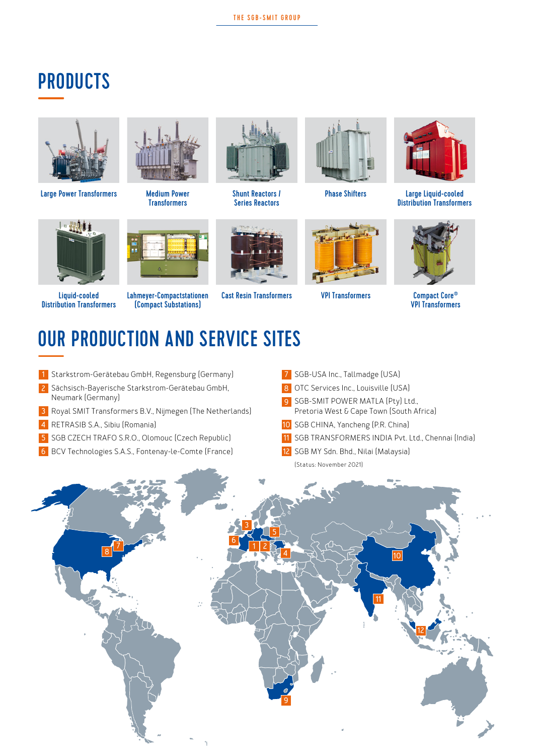# PRODUCTS

- Large Power Transformers
- Medium Power Transformers
- Shunt Reactors / Series Reactors
- Phase Shifters
- Large Liquid-cooled Distribution Transformers
- Liquid-cooled Distribution Transformers
- Lahmeyer-Compactstationen (Compact Substations)
- Cast Resin Transformers
- VPI Transformers
- Compact Core® VPI Transformers

# OUR PRODUCTION AND SERVICE SITES

1. Starkstrom-Gerätebau GmbH, Regensburg (Germany)
2. Sächsisch-Bayerische Starkstrom-Gerätebau GmbH, Neumark (Germany)
3. Royal SMIT Transformers B.V., Nijmegen (The Netherlands)
4. RETRASIB S.A., Sibiu (Romania)
5. SGB CZECH TRAFO S.R.O., Olomouc (Czech Republic)
6. BCV Technologies S.A.S., Fontenay-le-Comte (France)
7. SGB-USA Inc., Tallmadge (USA)
8. OTC Services Inc., Louisville (USA)
9. SGB-SMIT POWER MATLA (Pty) Ltd., Pretoria West & Cape Town (South Africa)
10. SGB CHINA, Yancheng (P.R. China)
11. SGB TRANSFORMERS INDIA Pvt. Ltd., Chennai (India)
12. SGB MY Sdn. Bhd., Nilai (Malaysia)

(Status: November 2021)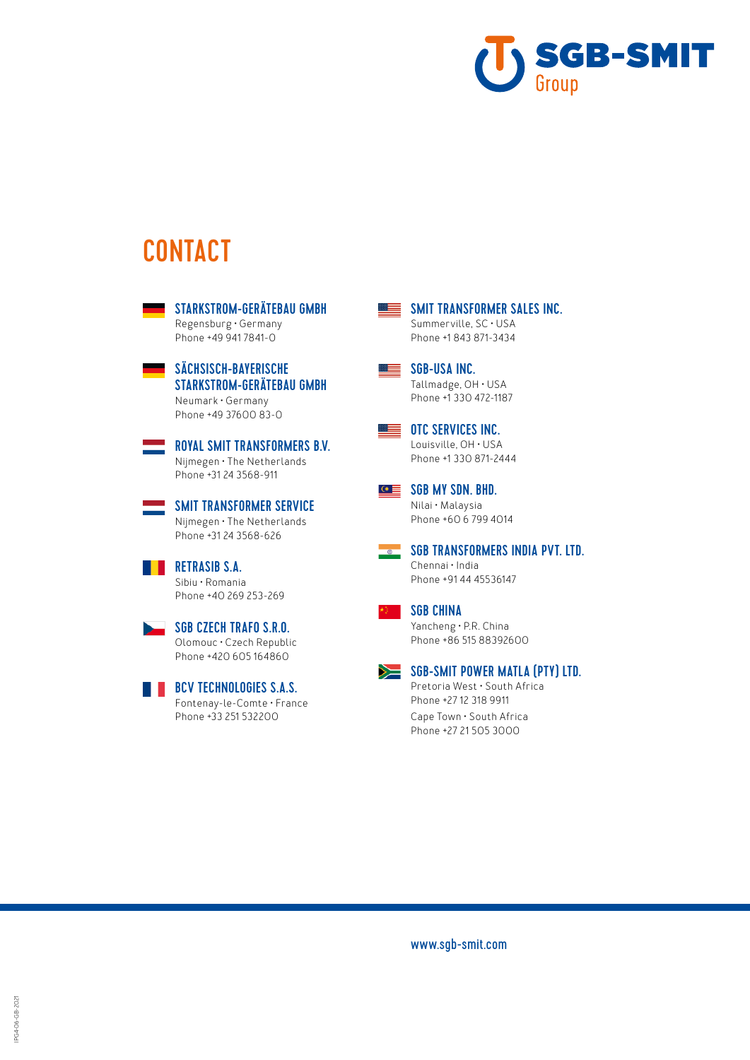SGB-SMIT Group

# CONTACT

### STARKSTROM-GERÄTEBAU GMBH
Regensburg • Germany
Phone +49 941 7841-0

### SÄCHSISCH-BAYERISCHE STARKSTROM-GERÄTEBAU GMBH
Neumark • Germany
Phone +49 37600 83-0

### ROYAL SMIT TRANSFORMERS B.V.
Nijmegen • The Netherlands
Phone +31 24 3568-911

### SMIT TRANSFORMER SERVICE
Nijmegen • The Netherlands
Phone +31 24 3568-626

### RETRASIB S.A.
Sibiu • Romania
Phone +40 269 253-269

### SGB CZECH TRAFO S.R.O.
Olomouc • Czech Republic
Phone +420 605 164860

### BCV TECHNOLOGIES S.A.S.
Fontenay-le-Comte • France
Phone +33 251 532200

### SMIT TRANSFORMER SALES INC.
Summerville, SC • USA
Phone +1 843 871-3434

### SGB-USA INC.
Tallmadge, OH • USA
Phone +1 330 472-1187

### OTC SERVICES INC.
Louisville, OH • USA
Phone +1 330 871-2444

### SGB MY SDN. BHD.
Nilai • Malaysia
Phone +60 6 799 4014

### SGB TRANSFORMERS INDIA PVT. LTD.
Chennai • India
Phone +91 44 45536147

### SGB CHINA
Yancheng • P.R. China
Phone +86 515 88392600

### SGB-SMIT POWER MATLA (PTY) LTD.
Pretoria West • South Africa
Phone +27 12 318 9911

Cape Town • South Africa
Phone +27 21 505 3000

www.sgb-smit.com

IPG4-06-GB-2021